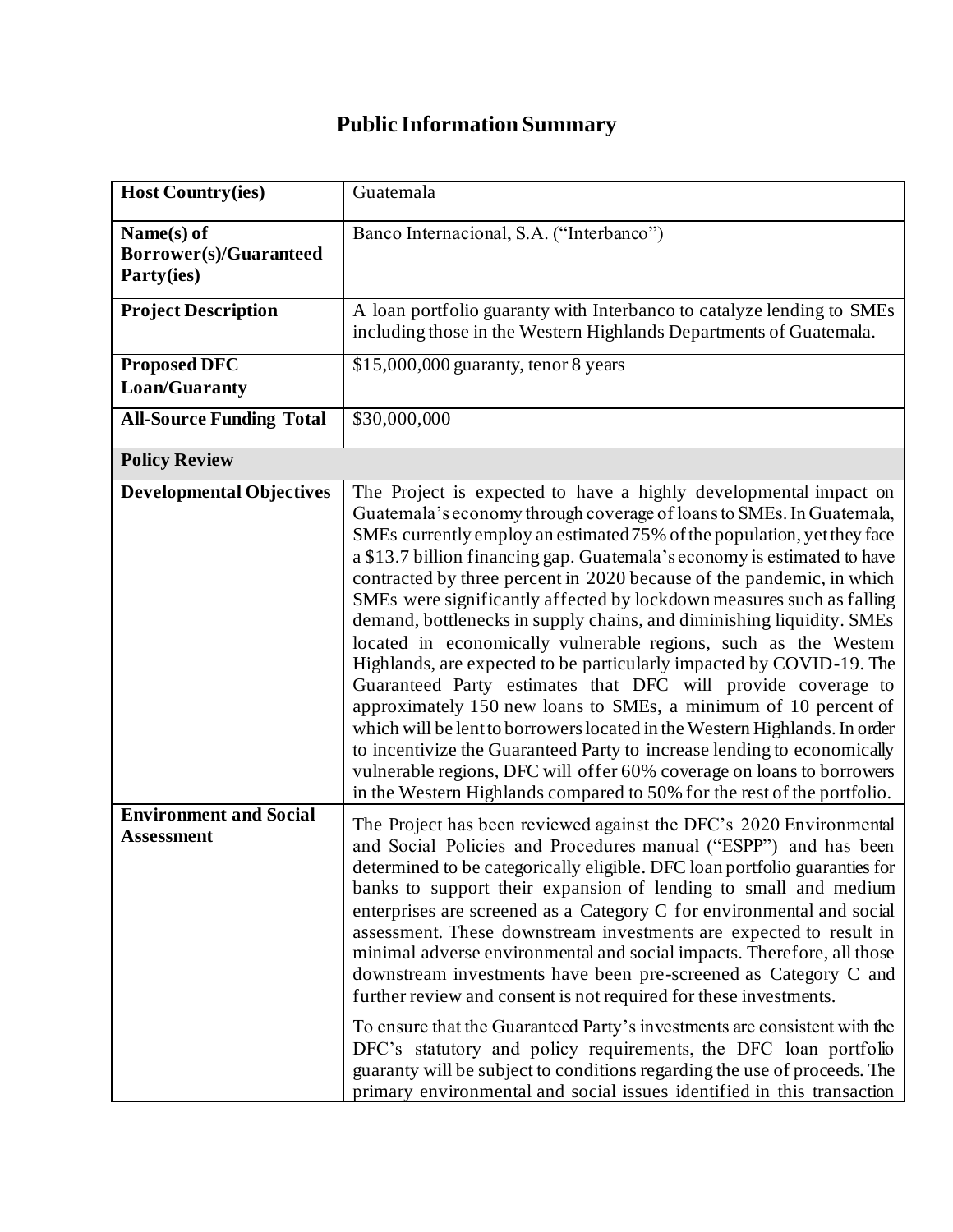# Public Information Summary

| | |
|---|---|
| **Host Country(ies)** | Guatemala |
| **Name(s) of Borrower(s)/Guaranteed Party(ies)** | Banco Internacional, S.A. ("Interbanco") |
| **Project Description** | A loan portfolio guaranty with Interbanco to catalyze lending to SMEs including those in the Western Highlands Departments of Guatemala. |
| **Proposed DFC Loan/Guaranty** | $15,000,000 guaranty, tenor 8 years |
| **All-Source Funding Total** | $30,000,000 |
| **Policy Review** | |
| **Developmental Objectives** | The Project is expected to have a highly developmental impact on Guatemala's economy through coverage of loans to SMEs. In Guatemala, SMEs currently employ an estimated 75% of the population, yet they face a $13.7 billion financing gap. Guatemala's economy is estimated to have contracted by three percent in 2020 because of the pandemic, in which SMEs were significantly affected by lockdown measures such as falling demand, bottlenecks in supply chains, and diminishing liquidity. SMEs located in economically vulnerable regions, such as the Western Highlands, are expected to be particularly impacted by COVID-19. The Guaranteed Party estimates that DFC will provide coverage to approximately 150 new loans to SMEs, a minimum of 10 percent of which will be lent to borrowers located in the Western Highlands. In order to incentivize the Guaranteed Party to increase lending to economically vulnerable regions, DFC will offer 60% coverage on loans to borrowers in the Western Highlands compared to 50% for the rest of the portfolio. |
| **Environment and Social Assessment** | The Project has been reviewed against the DFC's 2020 Environmental and Social Policies and Procedures manual ("ESPP") and has been determined to be categorically eligible. DFC loan portfolio guaranties for banks to support their expansion of lending to small and medium enterprises are screened as a Category C for environmental and social assessment. These downstream investments are expected to result in minimal adverse environmental and social impacts. Therefore, all those downstream investments have been pre-screened as Category C and further review and consent is not required for these investments.<br><br>To ensure that the Guaranteed Party's investments are consistent with the DFC's statutory and policy requirements, the DFC loan portfolio guaranty will be subject to conditions regarding the use of proceeds. The primary environmental and social issues identified in this transaction |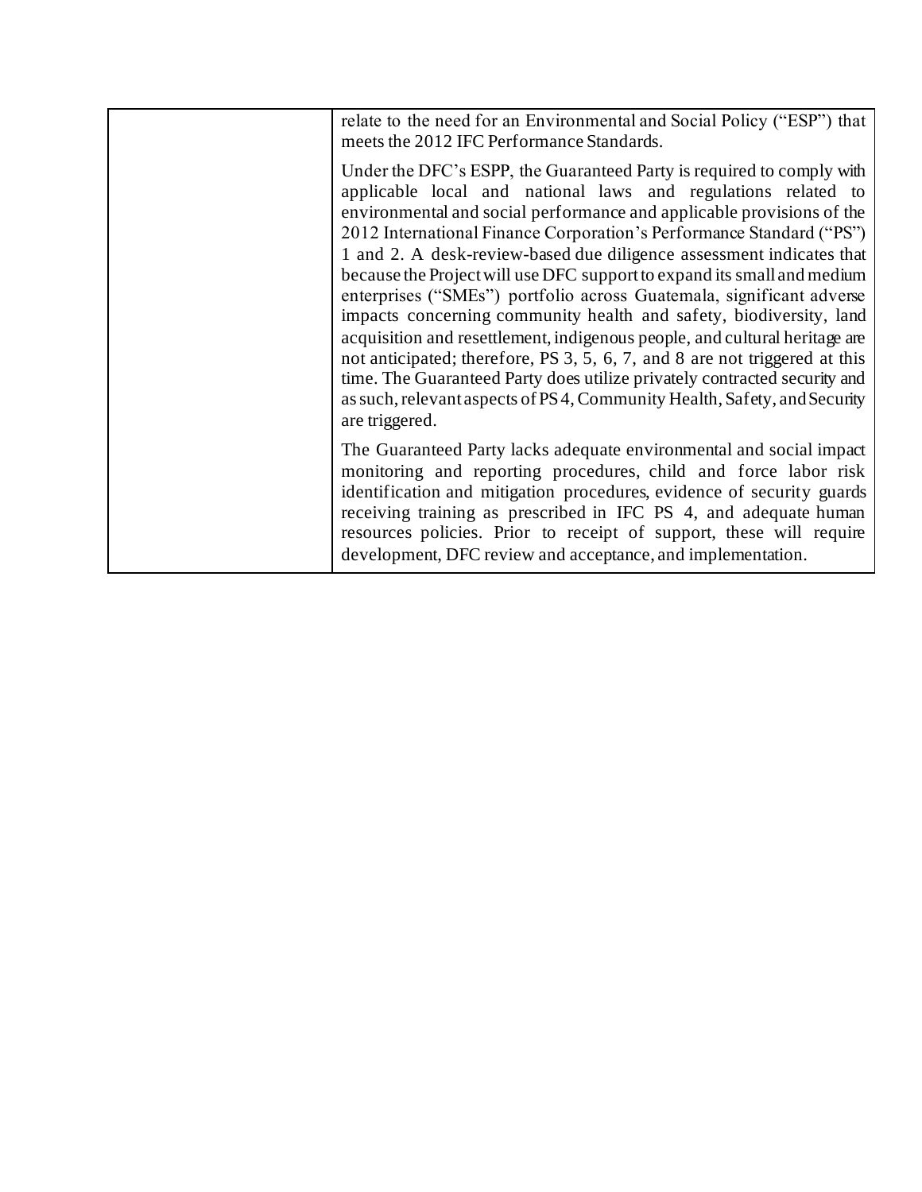| | |
|---|---|
| | relate to the need for an Environmental and Social Policy ("ESP") that meets the 2012 IFC Performance Standards.<br><br>Under the DFC's ESPP, the Guaranteed Party is required to comply with applicable local and national laws and regulations related to environmental and social performance and applicable provisions of the 2012 International Finance Corporation's Performance Standard ("PS") 1 and 2. A desk-review-based due diligence assessment indicates that because the Project will use DFC support to expand its small and medium enterprises ("SMEs") portfolio across Guatemala, significant adverse impacts concerning community health and safety, biodiversity, land acquisition and resettlement, indigenous people, and cultural heritage are not anticipated; therefore, PS 3, 5, 6, 7, and 8 are not triggered at this time. The Guaranteed Party does utilize privately contracted security and as such, relevant aspects of PS 4, Community Health, Safety, and Security are triggered.<br><br>The Guaranteed Party lacks adequate environmental and social impact monitoring and reporting procedures, child and force labor risk identification and mitigation procedures, evidence of security guards receiving training as prescribed in IFC PS 4, and adequate human resources policies. Prior to receipt of support, these will require development, DFC review and acceptance, and implementation. |